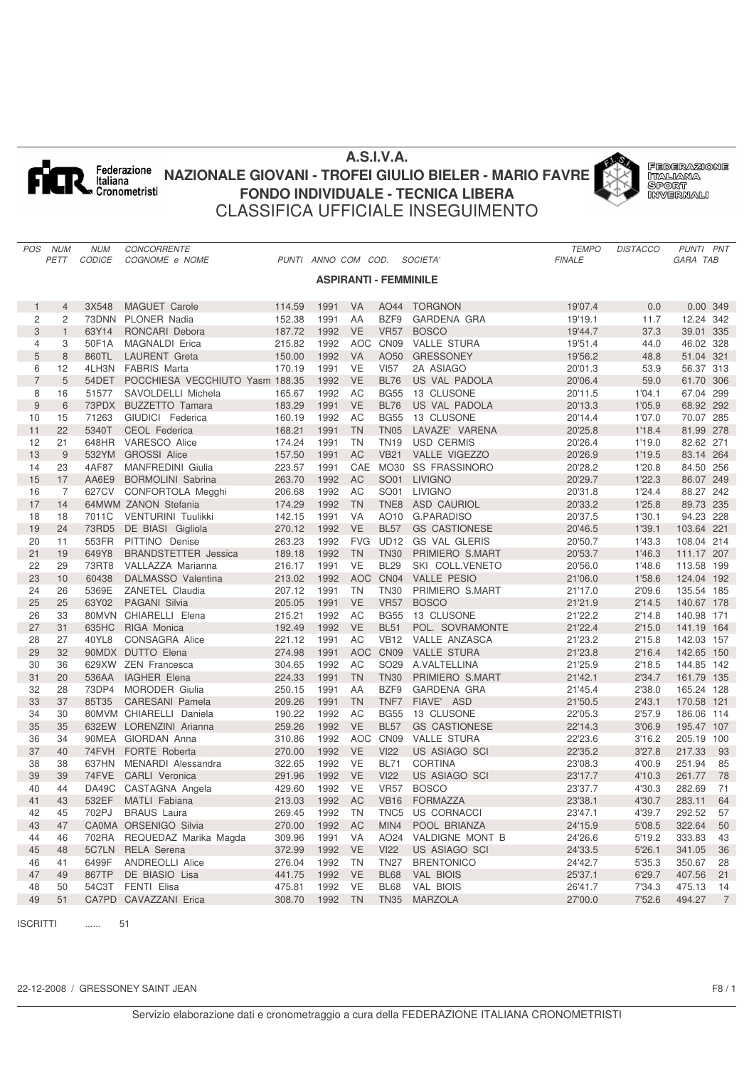# A.S.I.V.A.

## NAZIONALE GIOVANI - TROFEI GIULIO BIELER - MARIO FAVRE

## FONDO INDIVIDUALE - TECNICA LIBERA

## CLASSIFICA UFFICIALE INSEGUIMENTO

### ASPIRANTI - FEMMINILE

| POS | NUM PETT | NUM CODICE | CONCORRENTE COGNOME e NOME | PUNTI | ANNO | COM | COD. | SOCIETA' | TEMPO FINALE | DISTACCO | PUNTI GARA | PNT TAB |
|---|---|---|---|---|---|---|---|---|---|---|---|---|
| 1 | 4 | 3X548 | MAGUET Carole | 114.59 | 1991 | VA | AO44 | TORGNON | 19'07.4 | 0.0 | 0.00 | 349 |
| 2 | 2 | 73DNN | PLONER Nadia | 152.38 | 1991 | AA | BZF9 | GARDENA GRA | 19'19.1 | 11.7 | 12.24 | 342 |
| 3 | 1 | 63Y14 | RONCARI Debora | 187.72 | 1992 | VE | VR57 | BOSCO | 19'44.7 | 37.3 | 39.01 | 335 |
| 4 | 3 | 50F1A | MAGNALDI Erica | 215.82 | 1992 | AOC | CN09 | VALLE STURA | 19'51.4 | 44.0 | 46.02 | 328 |
| 5 | 8 | 860TL | LAURENT Greta | 150.00 | 1992 | VA | AO50 | GRESSONEY | 19'56.2 | 48.8 | 51.04 | 321 |
| 6 | 12 | 4LH3N | FABRIS Marta | 170.19 | 1991 | VE | VI57 | 2A ASIAGO | 20'01.3 | 53.9 | 56.37 | 313 |
| 7 | 5 | 54DET | POCCHIESA VECCHIUTO Yasm | 188.35 | 1992 | VE | BL76 | US VAL PADOLA | 20'06.4 | 59.0 | 61.70 | 306 |
| 8 | 16 | 51577 | SAVOLDELLI Michela | 165.67 | 1992 | AC | BG55 | 13 CLUSONE | 20'11.5 | 1'04.1 | 67.04 | 299 |
| 9 | 6 | 73PDX | BUZZETTO Tamara | 183.29 | 1991 | VE | BL76 | US VAL PADOLA | 20'13.3 | 1'05.9 | 68.92 | 292 |
| 10 | 15 | 71263 | GIUDICI Federica | 160.19 | 1992 | AC | BG55 | 13 CLUSONE | 20'14.4 | 1'07.0 | 70.07 | 285 |
| 11 | 22 | 5340T | CEOL Federica | 168.21 | 1991 | TN | TN05 | LAVAZE' VARENA | 20'25.8 | 1'18.4 | 81.99 | 278 |
| 12 | 21 | 648HR | VARESCO Alice | 174.24 | 1991 | TN | TN19 | USD CERMIS | 20'26.4 | 1'19.0 | 82.62 | 271 |
| 13 | 9 | 532YM | GROSSI Alice | 157.50 | 1991 | AC | VB21 | VALLE VIGEZZO | 20'26.9 | 1'19.5 | 83.14 | 264 |
| 14 | 23 | 4AF87 | MANFREDINI Giulia | 223.57 | 1991 | CAE | MO30 | SS FRASSINORO | 20'28.2 | 1'20.8 | 84.50 | 256 |
| 15 | 17 | AA6E9 | BORMOLINI Sabrina | 263.70 | 1992 | AC | SO01 | LIVIGNO | 20'29.7 | 1'22.3 | 86.07 | 249 |
| 16 | 7 | 627CV | CONFORTOLA Megghi | 206.68 | 1992 | AC | SO01 | LIVIGNO | 20'31.8 | 1'24.4 | 88.27 | 242 |
| 17 | 14 | 64MWM | ZANON Stefania | 174.29 | 1992 | TN | TNE8 | ASD CAURIOL | 20'33.2 | 1'25.8 | 89.73 | 235 |
| 18 | 18 | 7011C | VENTURINI Tuulikki | 142.15 | 1991 | VA | AO10 | G.PARADISO | 20'37.5 | 1'30.1 | 94.23 | 228 |
| 19 | 24 | 73RD5 | DE BIASI Gigliola | 270.12 | 1992 | VE | BL57 | GS CASTIONESE | 20'46.5 | 1'39.1 | 103.64 | 221 |
| 20 | 11 | 553FR | PITTINO Denise | 263.23 | 1992 | FVG | UD12 | GS VAL GLERIS | 20'50.7 | 1'43.3 | 108.04 | 214 |
| 21 | 19 | 649Y8 | BRANDSTETTER Jessica | 189.18 | 1992 | TN | TN30 | PRIMIERO S.MART | 20'53.7 | 1'46.3 | 111.17 | 207 |
| 22 | 29 | 73RT8 | VALLAZZA Marianna | 216.17 | 1991 | VE | BL29 | SKI COLL.VENETO | 20'56.0 | 1'48.6 | 113.58 | 199 |
| 23 | 10 | 60438 | DALMASSO Valentina | 213.02 | 1992 | AOC | CN04 | VALLE PESIO | 21'06.0 | 1'58.6 | 124.04 | 192 |
| 24 | 26 | 5369E | ZANETEL Claudia | 207.12 | 1991 | TN | TN30 | PRIMIERO S.MART | 21'17.0 | 2'09.6 | 135.54 | 185 |
| 25 | 25 | 63Y02 | PAGANI Silvia | 205.05 | 1991 | VE | VR57 | BOSCO | 21'21.9 | 2'14.5 | 140.67 | 178 |
| 26 | 33 | 80MVN | CHIARELLI Elena | 215.21 | 1992 | AC | BG55 | 13 CLUSONE | 21'22.2 | 2'14.8 | 140.98 | 171 |
| 27 | 31 | 635HC | RIGA Monica | 192.49 | 1992 | VE | BL51 | POL. SOVRAMONTE | 21'22.4 | 2'15.0 | 141.19 | 164 |
| 28 | 27 | 40YL8 | CONSAGRA Alice | 221.12 | 1991 | AC | VB12 | VALLE ANZASCA | 21'23.2 | 2'15.8 | 142.03 | 157 |
| 29 | 32 | 90MDX | DUTTO Elena | 274.98 | 1991 | AOC | CN09 | VALLE STURA | 21'23.8 | 2'16.4 | 142.65 | 150 |
| 30 | 36 | 629XW | ZEN Francesca | 304.65 | 1992 | AC | SO29 | A.VALTELLINA | 21'25.9 | 2'18.5 | 144.85 | 142 |
| 31 | 20 | 536AA | IAGHER Elena | 224.33 | 1991 | TN | TN30 | PRIMIERO S.MART | 21'42.1 | 2'34.7 | 161.79 | 135 |
| 32 | 28 | 73DP4 | MORODER Giulia | 250.15 | 1991 | AA | BZF9 | GARDENA GRA | 21'45.4 | 2'38.0 | 165.24 | 128 |
| 33 | 37 | 85T35 | CARESANI Pamela | 209.26 | 1991 | TN | TNF7 | FIAVE' ASD | 21'50.5 | 2'43.1 | 170.58 | 121 |
| 34 | 30 | 80MVM | CHIARELLI Daniela | 190.22 | 1992 | AC | BG55 | 13 CLUSONE | 22'05.3 | 2'57.9 | 186.06 | 114 |
| 35 | 35 | 632EW | LORENZINI Arianna | 259.26 | 1992 | VE | BL57 | GS CASTIONESE | 22'14.3 | 3'06.9 | 195.47 | 107 |
| 36 | 34 | 90MEA | GIORDAN Anna | 310.86 | 1992 | AOC | CN09 | VALLE STURA | 22'23.6 | 3'16.2 | 205.19 | 100 |
| 37 | 40 | 74FVH | FORTE Roberta | 270.00 | 1992 | VE | VI22 | US ASIAGO SCI | 22'35.2 | 3'27.8 | 217.33 | 93 |
| 38 | 38 | 637HN | MENARDI Alessandra | 322.65 | 1992 | VE | BL71 | CORTINA | 23'08.3 | 4'00.9 | 251.94 | 85 |
| 39 | 39 | 74FVE | CARLI Veronica | 291.96 | 1992 | VE | VI22 | US ASIAGO SCI | 23'17.7 | 4'10.3 | 261.77 | 78 |
| 40 | 44 | DA49C | CASTAGNA Angela | 429.60 | 1992 | VE | VR57 | BOSCO | 23'37.7 | 4'30.3 | 282.69 | 71 |
| 41 | 43 | 532EF | MATLI Fabiana | 213.03 | 1992 | AC | VB16 | FORMAZZA | 23'38.1 | 4'30.7 | 283.11 | 64 |
| 42 | 45 | 702PJ | BRAUS Laura | 269.45 | 1992 | TN | TNC5 | US CORNACCI | 23'47.1 | 4'39.7 | 292.52 | 57 |
| 43 | 47 | CA0MA | ORSENIGO Silvia | 270.00 | 1992 | AC | MIN4 | POOL BRIANZA | 24'15.9 | 5'08.5 | 322.64 | 50 |
| 44 | 46 | 702RA | REQUEDAZ Marika Magda | 309.96 | 1991 | VA | AO24 | VALDIGNE MONT B | 24'26.6 | 5'19.2 | 333.83 | 43 |
| 45 | 48 | 5C7LN | RELA Serena | 372.99 | 1992 | VE | VI22 | US ASIAGO SCI | 24'33.5 | 5'26.1 | 341.05 | 36 |
| 46 | 41 | 6499F | ANDREOLLI Alice | 276.04 | 1992 | TN | TN27 | BRENTONICO | 24'42.7 | 5'35.3 | 350.67 | 28 |
| 47 | 49 | 867TP | DE BIASIO Lisa | 441.75 | 1992 | VE | BL68 | VAL BIOIS | 25'37.1 | 6'29.7 | 407.56 | 21 |
| 48 | 50 | 54C3T | FENTI Elisa | 475.81 | 1992 | VE | BL68 | VAL BIOIS | 26'41.7 | 7'34.3 | 475.13 | 14 |
| 49 | 51 | CA7PD | CAVAZZANI Erica | 308.70 | 1992 | TN | TN35 | MARZOLA | 27'00.0 | 7'52.6 | 494.27 | 7 |

ISCRITTI ...... 51

22-12-2008 / GRESSONEY SAINT JEAN

Servizio elaborazione dati e cronometraggio a cura della FEDERAZIONE ITALIANA CRONOMETRISTI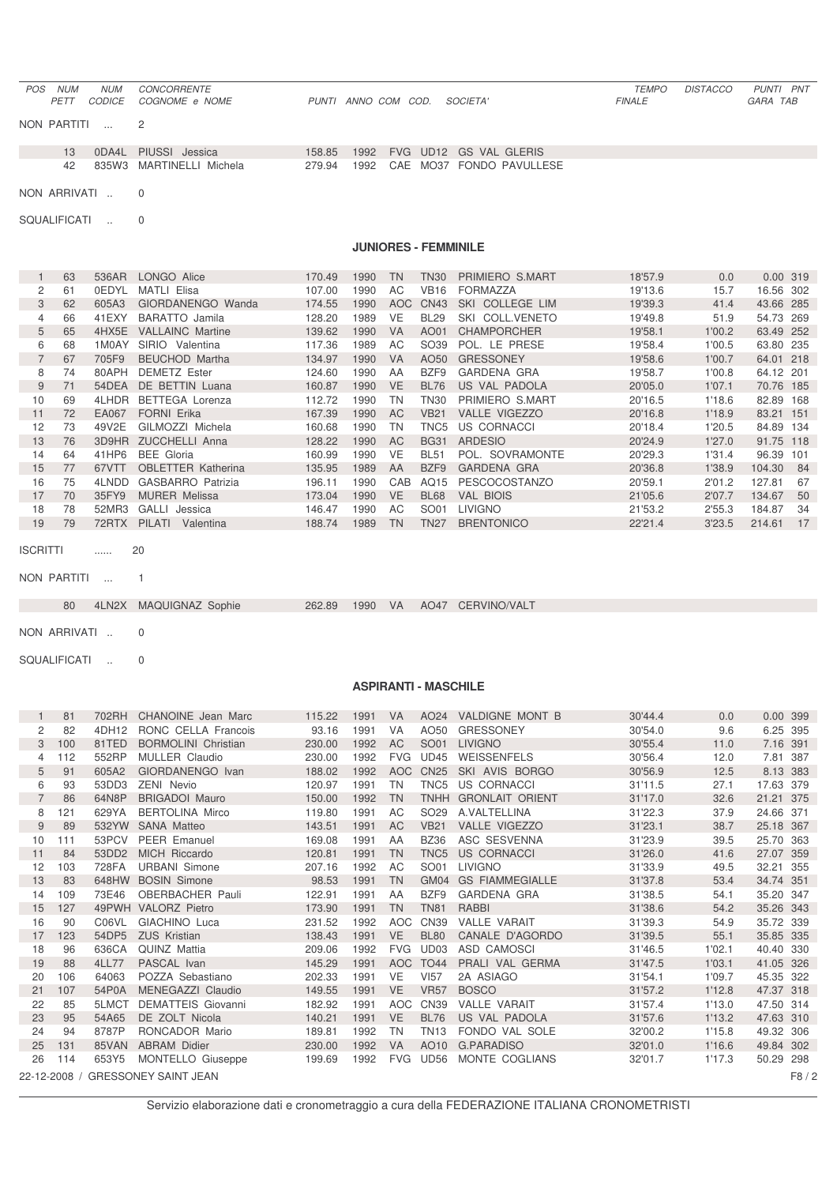| POS | NUM PETT | NUM CODICE | CONCORRENTE COGNOME e NOME | PUNTI | ANNO | COM | COD. | SOCIETA' | TEMPO FINALE | DISTACCO | PUNTI GARA | PNT TAB |
|---|---|---|---|---|---|---|---|---|---|---|---|---|

NON PARTITI ... 2

| | NUM PETT | NUM CODICE | COGNOME e NOME | PUNTI | ANNO | COM | COD. | SOCIETA' |
|---|---|---|---|---|---|---|---|---|
| | 13 | 0DA4L | PIUSSI Jessica | 158.85 | 1992 | FVG | UD12 | GS VAL GLERIS |
| | 42 | 835W3 | MARTINELLI Michela | 279.94 | 1992 | CAE | MO37 | FONDO PAVULLESE |

NON ARRIVATI .. 0

SQUALIFICATI .. 0

## JUNIORES - FEMMINILE

| POS | NUM PETT | NUM CODICE | COGNOME e NOME | PUNTI | ANNO | COM | COD. | SOCIETA' | TEMPO FINALE | DISTACCO | PUNTI GARA | PNT TAB |
|---|---|---|---|---|---|---|---|---|---|---|---|---|
| 1 | 63 | 536AR | LONGO Alice | 170.49 | 1990 | TN | TN30 | PRIMIERO S.MART | 18'57.9 | 0.0 | 0.00 | 319 |
| 2 | 61 | 0EDYL | MATLI Elisa | 107.00 | 1990 | AC | VB16 | FORMAZZA | 19'13.6 | 15.7 | 16.56 | 302 |
| 3 | 62 | 605A3 | GIORDANENGO Wanda | 174.55 | 1990 | AOC | CN43 | SKI COLLEGE LIM | 19'39.3 | 41.4 | 43.66 | 285 |
| 4 | 66 | 41EXY | BARATTO Jamila | 128.20 | 1989 | VE | BL29 | SKI COLL.VENETO | 19'49.8 | 51.9 | 54.73 | 269 |
| 5 | 65 | 4HX5E | VALLAINC Martine | 139.62 | 1990 | VA | AO01 | CHAMPORCHER | 19'58.1 | 1'00.2 | 63.49 | 252 |
| 6 | 68 | 1M0AY | SIRIO Valentina | 117.36 | 1989 | AC | SO39 | POL. LE PRESE | 19'58.4 | 1'00.5 | 63.80 | 235 |
| 7 | 67 | 705F9 | BEUCHOD Martha | 134.97 | 1990 | VA | AO50 | GRESSONEY | 19'58.6 | 1'00.7 | 64.01 | 218 |
| 8 | 74 | 80APH | DEMETZ Ester | 124.60 | 1990 | AA | BZF9 | GARDENA GRA | 19'58.7 | 1'00.8 | 64.12 | 201 |
| 9 | 71 | 54DEA | DE BETTIN Luana | 160.87 | 1990 | VE | BL76 | US VAL PADOLA | 20'05.0 | 1'07.1 | 70.76 | 185 |
| 10 | 69 | 4LHDR | BETTEGA Lorenza | 112.72 | 1990 | TN | TN30 | PRIMIERO S.MART | 20'16.5 | 1'18.6 | 82.89 | 168 |
| 11 | 72 | EA067 | FORNI Erika | 167.39 | 1990 | AC | VB21 | VALLE VIGEZZO | 20'16.8 | 1'18.9 | 83.21 | 151 |
| 12 | 73 | 49V2E | GILMOZZI Michela | 160.68 | 1990 | TN | TNC5 | US CORNACCI | 20'18.4 | 1'20.5 | 84.89 | 134 |
| 13 | 76 | 3D9HR | ZUCCHELLI Anna | 128.22 | 1990 | AC | BG31 | ARDESIO | 20'24.9 | 1'27.0 | 91.75 | 118 |
| 14 | 64 | 41HP6 | BEE Gloria | 160.99 | 1990 | VE | BL51 | POL. SOVRAMONTE | 20'29.3 | 1'31.4 | 96.39 | 101 |
| 15 | 77 | 67VTT | OBLETTER Katherina | 135.95 | 1989 | AA | BZF9 | GARDENA GRA | 20'36.8 | 1'38.9 | 104.30 | 84 |
| 16 | 75 | 4LNDD | GASBARRO Patrizia | 196.11 | 1990 | CAB | AQ15 | PESCOCOSTANZO | 20'59.1 | 2'01.2 | 127.81 | 67 |
| 17 | 70 | 35FY9 | MURER Melissa | 173.04 | 1990 | VE | BL68 | VAL BIOIS | 21'05.6 | 2'07.7 | 134.67 | 50 |
| 18 | 78 | 52MR3 | GALLI Jessica | 146.47 | 1990 | AC | SO01 | LIVIGNO | 21'53.2 | 2'55.3 | 184.87 | 34 |
| 19 | 79 | 72RTX | PILATI Valentina | 188.74 | 1989 | TN | TN27 | BRENTONICO | 22'21.4 | 3'23.5 | 214.61 | 17 |

ISCRITTI ...... 20

NON PARTITI ... 1

| | NUM PETT | NUM CODICE | COGNOME e NOME | PUNTI | ANNO | COM | COD. | SOCIETA' |
|---|---|---|---|---|---|---|---|---|
| | 80 | 4LN2X | MAQUIGNAZ Sophie | 262.89 | 1990 | VA | AO47 | CERVINO/VALT |

NON ARRIVATI .. 0

SQUALIFICATI .. 0

## ASPIRANTI - MASCHILE

| POS | NUM PETT | NUM CODICE | COGNOME e NOME | PUNTI | ANNO | COM | COD. | SOCIETA' | TEMPO FINALE | DISTACCO | PUNTI GARA | PNT TAB |
|---|---|---|---|---|---|---|---|---|---|---|---|---|
| 1 | 81 | 702RH | CHANOINE Jean Marc | 115.22 | 1991 | VA | AO24 | VALDIGNE MONT B | 30'44.4 | 0.0 | 0.00 | 399 |
| 2 | 82 | 4DH12 | RONC CELLA Francois | 93.16 | 1991 | VA | AO50 | GRESSONEY | 30'54.0 | 9.6 | 6.25 | 395 |
| 3 | 100 | 81TED | BORMOLINI Christian | 230.00 | 1992 | AC | SO01 | LIVIGNO | 30'55.4 | 11.0 | 7.16 | 391 |
| 4 | 112 | 552RP | MULLER Claudio | 230.00 | 1992 | FVG | UD45 | WEISSENFELS | 30'56.4 | 12.0 | 7.81 | 387 |
| 5 | 91 | 605A2 | GIORDANENGO Ivan | 188.02 | 1992 | AOC | CN25 | SKI AVIS BORGO | 30'56.9 | 12.5 | 8.13 | 383 |
| 6 | 93 | 53DD3 | ZENI Nevio | 120.97 | 1991 | TN | TNC5 | US CORNACCI | 31'11.5 | 27.1 | 17.63 | 379 |
| 7 | 86 | 64N8P | BRIGADOI Mauro | 150.00 | 1992 | TN | TNHH | GRONLAIT ORIENT | 31'17.0 | 32.6 | 21.21 | 375 |
| 8 | 121 | 629YA | BERTOLINA Mirco | 119.80 | 1991 | AC | SO29 | A.VALTELLINA | 31'22.3 | 37.9 | 24.66 | 371 |
| 9 | 89 | 532YW | SANA Matteo | 143.51 | 1991 | AC | VB21 | VALLE VIGEZZO | 31'23.1 | 38.7 | 25.18 | 367 |
| 10 | 111 | 53PCV | PEER Emanuel | 169.08 | 1991 | AA | BZ36 | ASC SESVENNA | 31'23.9 | 39.5 | 25.70 | 363 |
| 11 | 84 | 53DD2 | MICH Riccardo | 120.81 | 1991 | TN | TNC5 | US CORNACCI | 31'26.0 | 41.6 | 27.07 | 359 |
| 12 | 103 | 728FA | URBANI Simone | 207.16 | 1992 | AC | SO01 | LIVIGNO | 31'33.9 | 49.5 | 32.21 | 355 |
| 13 | 83 | 648HW | BOSIN Simone | 98.53 | 1991 | TN | GM04 | GS FIAMMEGIALLE | 31'37.8 | 53.4 | 34.74 | 351 |
| 14 | 109 | 73E46 | OBERBACHER Pauli | 122.91 | 1991 | AA | BZF9 | GARDENA GRA | 31'38.5 | 54.1 | 35.20 | 347 |
| 15 | 127 | 49PWH | VALORZ Pietro | 173.90 | 1991 | TN | TN81 | RABBI | 31'38.6 | 54.2 | 35.26 | 343 |
| 16 | 90 | C06VL | GIACHINO Luca | 231.52 | 1992 | AOC | CN39 | VALLE VARAIT | 31'39.3 | 54.9 | 35.72 | 339 |
| 17 | 123 | 54DP5 | ZUS Kristian | 138.43 | 1991 | VE | BL80 | CANALE D'AGORDO | 31'39.5 | 55.1 | 35.85 | 335 |
| 18 | 96 | 636CA | QUINZ Mattia | 209.06 | 1992 | FVG | UD03 | ASD CAMOSCI | 31'46.5 | 1'02.1 | 40.40 | 330 |
| 19 | 88 | 4LL77 | PASCAL Ivan | 145.29 | 1991 | AOC | TO44 | PRALI VAL GERMA | 31'47.5 | 1'03.1 | 41.05 | 326 |
| 20 | 106 | 64063 | POZZA Sebastiano | 202.33 | 1991 | VE | VI57 | 2A ASIAGO | 31'54.1 | 1'09.7 | 45.35 | 322 |
| 21 | 107 | 54P0A | MENEGAZZI Claudio | 149.55 | 1991 | VE | VR57 | BOSCO | 31'57.2 | 1'12.8 | 47.37 | 318 |
| 22 | 85 | 5LMCT | DEMATTEIS Giovanni | 182.92 | 1991 | AOC | CN39 | VALLE VARAIT | 31'57.4 | 1'13.0 | 47.50 | 314 |
| 23 | 95 | 54A65 | DE ZOLT Nicola | 140.21 | 1991 | VE | BL76 | US VAL PADOLA | 31'57.6 | 1'13.2 | 47.63 | 310 |
| 24 | 94 | 8787P | RONCADOR Mario | 189.81 | 1992 | TN | TN13 | FONDO VAL SOLE | 32'00.2 | 1'15.8 | 49.32 | 306 |
| 25 | 131 | 85VAN | ABRAM Didier | 230.00 | 1992 | VA | AO10 | G.PARADISO | 32'01.0 | 1'16.6 | 49.84 | 302 |
| 26 | 114 | 653Y5 | MONTELLO Giuseppe | 199.69 | 1992 | FVG | UD56 | MONTE COGLIANS | 32'01.7 | 1'17.3 | 50.29 | 298 |

22-12-2008 / GRESSONEY SAINT JEAN

Servizio elaborazione dati e cronometraggio a cura della FEDERAZIONE ITALIANA CRONOMETRISTI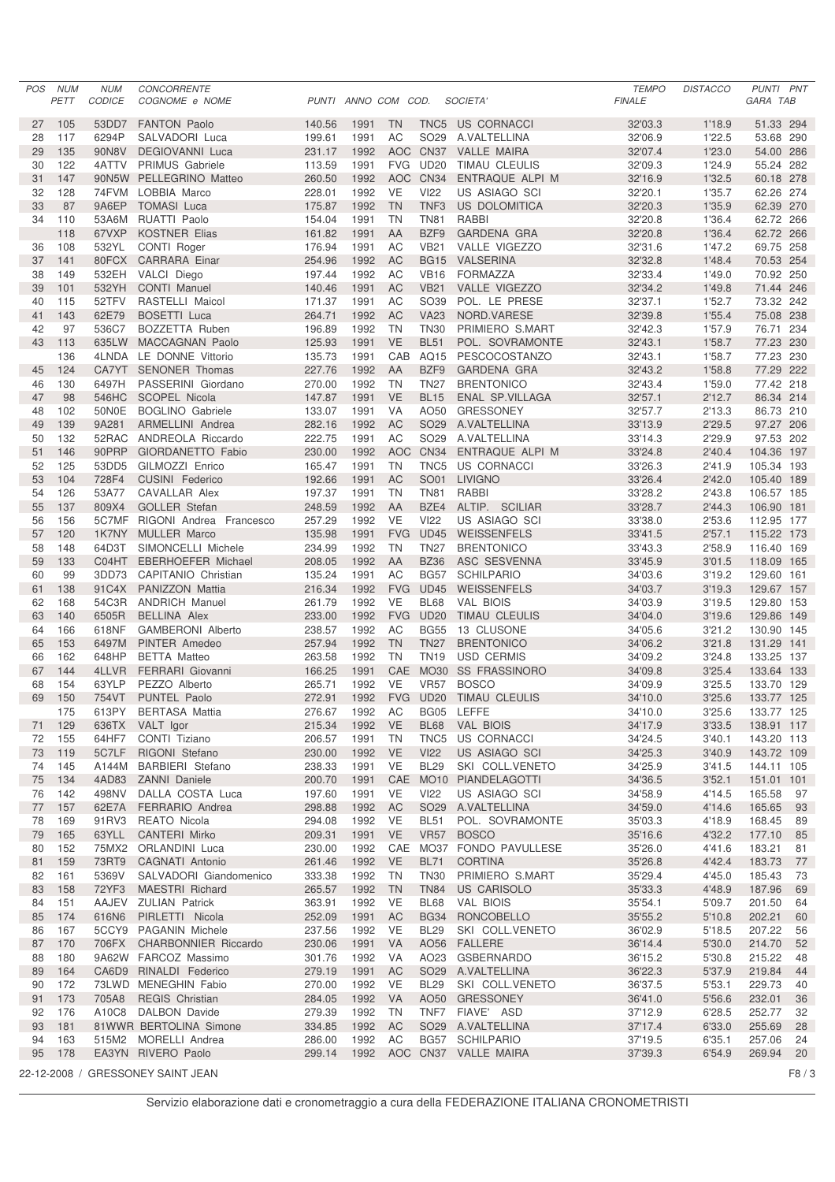| POS | NUM PETT | NUM CODICE | CONCORRENTE COGNOME e NOME | PUNTI | ANNO | COM | COD. | SOCIETA' | TEMPO FINALE | DISTACCO | PUNTI GARA | PNT TAB |
|---|---|---|---|---|---|---|---|---|---|---|---|---|
| 27 | 105 | 53DD7 | FANTON Paolo | 140.56 | 1991 | TN | TNC5 | US CORNACCI | 32'03.3 | 1'18.9 | 51.33 | 294 |
| 28 | 117 | 6294P | SALVADORI Luca | 199.61 | 1991 | AC | SO29 | A.VALTELLINA | 32'06.9 | 1'22.5 | 53.68 | 290 |
| 29 | 135 | 90N8V | DEGIOVANNI Luca | 231.17 | 1992 | AOC | CN37 | VALLE MAIRA | 32'07.4 | 1'23.0 | 54.00 | 286 |
| 30 | 122 | 4ATTV | PRIMUS Gabriele | 113.59 | 1991 | FVG | UD20 | TIMAU CLEULIS | 32'09.3 | 1'24.9 | 55.24 | 282 |
| 31 | 147 | 90N5W | PELLEGRINO Matteo | 260.50 | 1992 | AOC | CN34 | ENTRAQUE ALPI M | 32'16.9 | 1'32.5 | 60.18 | 278 |
| 32 | 128 | 74FVM | LOBBIA Marco | 228.01 | 1992 | VE | VI22 | US ASIAGO SCI | 32'20.1 | 1'35.7 | 62.26 | 274 |
| 33 | 87 | 9A6EP | TOMASI Luca | 175.87 | 1992 | TN | TNF3 | US DOLOMITICA | 32'20.3 | 1'35.9 | 62.39 | 270 |
| 34 | 110 | 53A6M | RUATTI Paolo | 154.04 | 1991 | TN | TN81 | RABBI | 32'20.8 | 1'36.4 | 62.72 | 266 |
| | 118 | 67VXP | KOSTNER Elias | 161.82 | 1991 | AA | BZF9 | GARDENA GRA | 32'20.8 | 1'36.4 | 62.72 | 266 |
| 36 | 108 | 532YL | CONTI Roger | 176.94 | 1991 | AC | VB21 | VALLE VIGEZZO | 32'31.6 | 1'47.2 | 69.75 | 258 |
| 37 | 141 | 80FCX | CARRARA Einar | 254.96 | 1992 | AC | BG15 | VALSERINA | 32'32.8 | 1'48.4 | 70.53 | 254 |
| 38 | 149 | 532EH | VALCI Diego | 197.44 | 1992 | AC | VB16 | FORMAZZA | 32'33.4 | 1'49.0 | 70.92 | 250 |
| 39 | 101 | 532YH | CONTI Manuel | 140.46 | 1991 | AC | VB21 | VALLE VIGEZZO | 32'34.2 | 1'49.8 | 71.44 | 246 |
| 40 | 115 | 52TFV | RASTELLI Maicol | 171.37 | 1991 | AC | SO39 | POL. LE PRESE | 32'37.1 | 1'52.7 | 73.32 | 242 |
| 41 | 143 | 62E79 | BOSETTI Luca | 264.71 | 1992 | AC | VA23 | NORD.VARESE | 32'39.8 | 1'55.4 | 75.08 | 238 |
| 42 | 97 | 536C7 | BOZZETTA Ruben | 196.89 | 1992 | TN | TN30 | PRIMIERO S.MART | 32'42.3 | 1'57.9 | 76.71 | 234 |
| 43 | 113 | 635LW | MACCAGNAN Paolo | 125.93 | 1991 | VE | BL51 | POL. SOVRAMONTE | 32'43.1 | 1'58.7 | 77.23 | 230 |
| | 136 | 4LNDA | LE DONNE Vittorio | 135.73 | 1991 | CAB | AQ15 | PESCOCOSTANZO | 32'43.1 | 1'58.7 | 77.23 | 230 |
| 45 | 124 | CA7YT | SENONER Thomas | 227.76 | 1992 | AA | BZF9 | GARDENA GRA | 32'43.2 | 1'58.8 | 77.29 | 222 |
| 46 | 130 | 6497H | PASSERINI Giordano | 270.00 | 1992 | TN | TN27 | BRENTONICO | 32'43.4 | 1'59.0 | 77.42 | 218 |
| 47 | 98 | 546HC | SCOPEL Nicola | 147.87 | 1991 | VE | BL15 | ENAL SP.VILLAGA | 32'57.1 | 2'12.7 | 86.34 | 214 |
| 48 | 102 | 50N0E | BOGLINO Gabriele | 133.07 | 1991 | VA | AO50 | GRESSONEY | 32'57.7 | 2'13.3 | 86.73 | 210 |
| 49 | 139 | 9A281 | ARMELLINI Andrea | 282.16 | 1992 | AC | SO29 | A.VALTELLINA | 33'13.9 | 2'29.5 | 97.27 | 206 |
| 50 | 132 | 52RAC | ANDREOLA Riccardo | 222.75 | 1991 | AC | SO29 | A.VALTELLINA | 33'14.3 | 2'29.9 | 97.53 | 202 |
| 51 | 146 | 90PRP | GIORDANETTO Fabio | 230.00 | 1992 | AOC | CN34 | ENTRAQUE ALPI M | 33'24.8 | 2'40.4 | 104.36 | 197 |
| 52 | 125 | 53DD5 | GILMOZZI Enrico | 165.47 | 1991 | TN | TNC5 | US CORNACCI | 33'26.3 | 2'41.9 | 105.34 | 193 |
| 53 | 104 | 728F4 | CUSINI Federico | 192.66 | 1991 | AC | SO01 | LIVIGNO | 33'26.4 | 2'42.0 | 105.40 | 189 |
| 54 | 126 | 53A77 | CAVALLAR Alex | 197.37 | 1991 | TN | TN81 | RABBI | 33'28.2 | 2'43.8 | 106.57 | 185 |
| 55 | 137 | 809X4 | GOLLER Stefan | 248.59 | 1992 | AA | BZE4 | ALTIP. SCILIAR | 33'28.7 | 2'44.3 | 106.90 | 181 |
| 56 | 156 | 5C7MF | RIGONI Andrea Francesco | 257.29 | 1992 | VE | VI22 | US ASIAGO SCI | 33'38.0 | 2'53.6 | 112.95 | 177 |
| 57 | 120 | 1K7NY | MULLER Marco | 135.98 | 1991 | FVG | UD45 | WEISSENFELS | 33'41.5 | 2'57.1 | 115.22 | 173 |
| 58 | 148 | 64D3T | SIMONCELLI Michele | 234.99 | 1992 | TN | TN27 | BRENTONICO | 33'43.3 | 2'58.9 | 116.40 | 169 |
| 59 | 133 | C04HT | EBERHOEFER Michael | 208.05 | 1992 | AA | BZ36 | ASC SESVENNA | 33'45.9 | 3'01.5 | 118.09 | 165 |
| 60 | 99 | 3DD73 | CAPITANIO Christian | 135.24 | 1991 | AC | BG57 | SCHILPARIO | 34'03.6 | 3'19.2 | 129.60 | 161 |
| 61 | 138 | 91C4X | PANIZZON Mattia | 216.34 | 1992 | FVG | UD45 | WEISSENFELS | 34'03.7 | 3'19.3 | 129.67 | 157 |
| 62 | 168 | 54C3R | ANDRICH Manuel | 261.79 | 1992 | VE | BL68 | VAL BIOIS | 34'03.9 | 3'19.5 | 129.80 | 153 |
| 63 | 140 | 6505R | BELLINA Alex | 233.00 | 1992 | FVG | UD20 | TIMAU CLEULIS | 34'04.0 | 3'19.6 | 129.86 | 149 |
| 64 | 166 | 618NF | GAMBERONI Alberto | 238.57 | 1992 | AC | BG55 | 13 CLUSONE | 34'05.6 | 3'21.2 | 130.90 | 145 |
| 65 | 153 | 6497M | PINTER Amedeo | 257.94 | 1992 | TN | TN27 | BRENTONICO | 34'06.2 | 3'21.8 | 131.29 | 141 |
| 66 | 162 | 648HP | BETTA Matteo | 263.58 | 1992 | TN | TN19 | USD CERMIS | 34'09.2 | 3'24.8 | 133.25 | 137 |
| 67 | 144 | 4LLVR | FERRARI Giovanni | 166.25 | 1991 | CAE | MO30 | SS FRASSINORO | 34'09.8 | 3'25.4 | 133.64 | 133 |
| 68 | 154 | 63YLP | PEZZO Alberto | 265.71 | 1992 | VE | VR57 | BOSCO | 34'09.9 | 3'25.5 | 133.70 | 129 |
| 69 | 150 | 754VT | PUNTEL Paolo | 272.91 | 1992 | FVG | UD20 | TIMAU CLEULIS | 34'10.0 | 3'25.6 | 133.77 | 125 |
| | 175 | 613PY | BERTASA Mattia | 276.67 | 1992 | AC | BG05 | LEFFE | 34'10.0 | 3'25.6 | 133.77 | 125 |
| 71 | 129 | 636TX | VALT Igor | 215.34 | 1992 | VE | BL68 | VAL BIOIS | 34'17.9 | 3'33.5 | 138.91 | 117 |
| 72 | 155 | 64HF7 | CONTI Tiziano | 206.57 | 1991 | TN | TNC5 | US CORNACCI | 34'24.5 | 3'40.1 | 143.20 | 113 |
| 73 | 119 | 5C7LF | RIGONI Stefano | 230.00 | 1992 | VE | VI22 | US ASIAGO SCI | 34'25.3 | 3'40.9 | 143.72 | 109 |
| 74 | 145 | A144M | BARBIERI Stefano | 238.33 | 1991 | VE | BL29 | SKI COLL.VENETO | 34'25.9 | 3'41.5 | 144.11 | 105 |
| 75 | 134 | 4AD83 | ZANNI Daniele | 200.70 | 1991 | CAE | MO10 | PIANDELAGOTTI | 34'36.5 | 3'52.1 | 151.01 | 101 |
| 76 | 142 | 498NV | DALLA COSTA Luca | 197.60 | 1991 | VE | VI22 | US ASIAGO SCI | 34'58.9 | 4'14.5 | 165.58 | 97 |
| 77 | 157 | 62E7A | FERRARIO Andrea | 298.88 | 1992 | AC | SO29 | A.VALTELLINA | 34'59.0 | 4'14.6 | 165.65 | 93 |
| 78 | 169 | 91RV3 | REATO Nicola | 294.08 | 1992 | VE | BL51 | POL. SOVRAMONTE | 35'03.3 | 4'18.9 | 168.45 | 89 |
| 79 | 165 | 63YLL | CANTERI Mirko | 209.31 | 1991 | VE | VR57 | BOSCO | 35'16.6 | 4'32.2 | 177.10 | 85 |
| 80 | 152 | 75MX2 | ORLANDINI Luca | 230.00 | 1992 | CAE | MO37 | FONDO PAVULLESE | 35'26.0 | 4'41.6 | 183.21 | 81 |
| 81 | 159 | 73RT9 | CAGNATI Antonio | 261.46 | 1992 | VE | BL71 | CORTINA | 35'26.8 | 4'42.4 | 183.73 | 77 |
| 82 | 161 | 5369V | SALVADORI Giandomenico | 333.38 | 1992 | TN | TN30 | PRIMIERO S.MART | 35'29.4 | 4'45.0 | 185.43 | 73 |
| 83 | 158 | 72YF3 | MAESTRI Richard | 265.57 | 1992 | TN | TN84 | US CARISOLO | 35'33.3 | 4'48.9 | 187.96 | 69 |
| 84 | 151 | AAJEV | ZULIAN Patrick | 363.91 | 1992 | VE | BL68 | VAL BIOIS | 35'54.1 | 5'09.7 | 201.50 | 64 |
| 85 | 174 | 616N6 | PIRLETTI Nicola | 252.09 | 1991 | AC | BG34 | RONCOBELLO | 35'55.2 | 5'10.8 | 202.21 | 60 |
| 86 | 167 | 5CCY9 | PAGANIN Michele | 237.56 | 1992 | VE | BL29 | SKI COLL.VENETO | 36'02.9 | 5'18.5 | 207.22 | 56 |
| 87 | 170 | 706FX | CHARBONNIER Riccardo | 230.06 | 1991 | VA | AO56 | FALLERE | 36'14.4 | 5'30.0 | 214.70 | 52 |
| 88 | 180 | 9A62W | FARCOZ Massimo | 301.76 | 1992 | VA | AO23 | GSBERNARDO | 36'15.2 | 5'30.8 | 215.22 | 48 |
| 89 | 164 | CA6D9 | RINALDI Federico | 279.19 | 1991 | AC | SO29 | A.VALTELLINA | 36'22.3 | 5'37.9 | 219.84 | 44 |
| 90 | 172 | 73LWD | MENEGHIN Fabio | 270.00 | 1992 | VE | BL29 | SKI COLL.VENETO | 36'37.5 | 5'53.1 | 229.73 | 40 |
| 91 | 173 | 705A8 | REGIS Christian | 284.05 | 1992 | VA | AO50 | GRESSONEY | 36'41.0 | 5'56.6 | 232.01 | 36 |
| 92 | 176 | A10C8 | DALBON Davide | 279.39 | 1992 | TN | TNF7 | FIAVE' ASD | 37'12.9 | 6'28.5 | 252.77 | 32 |
| 93 | 181 | 81WWR | BERTOLINA Simone | 334.85 | 1992 | AC | SO29 | A.VALTELLINA | 37'17.4 | 6'33.0 | 255.69 | 28 |
| 94 | 163 | 515M2 | MORELLI Andrea | 286.00 | 1992 | AC | BG57 | SCHILPARIO | 37'19.5 | 6'35.1 | 257.06 | 24 |
| 95 | 178 | EA3YN | RIVERO Paolo | 299.14 | 1992 | AOC | CN37 | VALLE MAIRA | 37'39.3 | 6'54.9 | 269.94 | 20 |

22-12-2008 / GRESSONEY SAINT JEAN

F8 / 3

Servizio elaborazione dati e cronometraggio a cura della FEDERAZIONE ITALIANA CRONOMETRISTI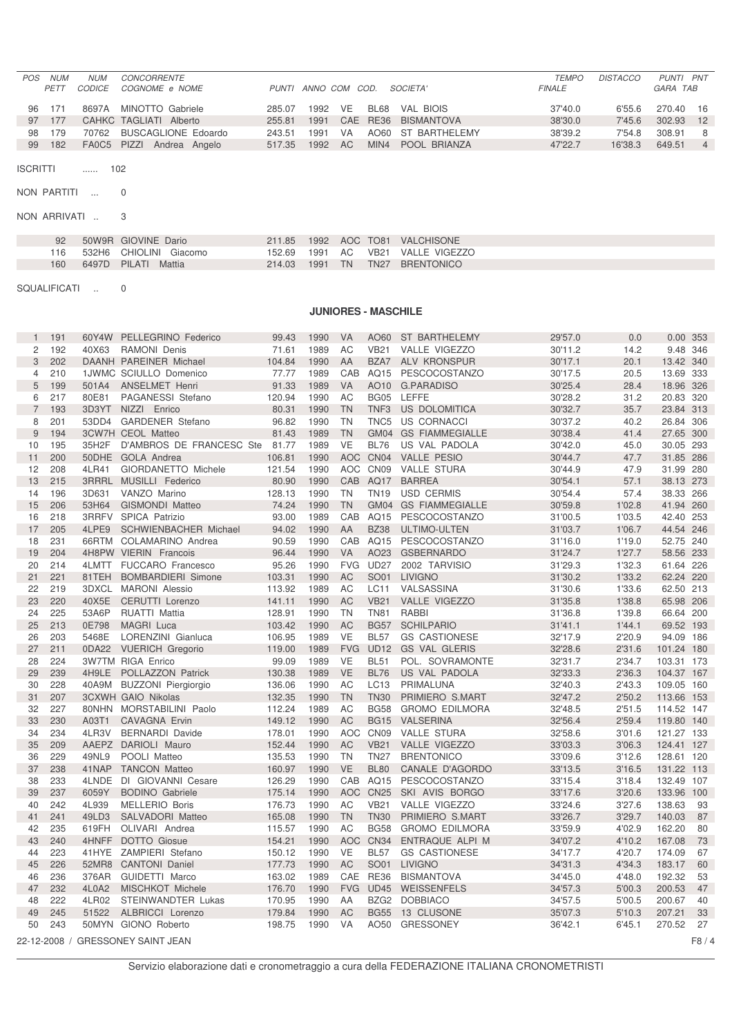| POS | NUM PETT | NUM CODICE | CONCORRENTE COGNOME e NOME | PUNTI | ANNO | COM | COD. | SOCIETA' | TEMPO FINALE | DISTACCO | PUNTI GARA | PNT TAB |
|---|---|---|---|---|---|---|---|---|---|---|---|---|
| 96 | 171 | 8697A | MINOTTO Gabriele | 285.07 | 1992 | VE | BL68 | VAL BIOIS | 37'40.0 | 6'55.6 | 270.40 | 16 |
| 97 | 177 | CAHKC | TAGLIATI Alberto | 255.81 | 1991 | CAE | RE36 | BISMANTOVA | 38'30.0 | 7'45.6 | 302.93 | 12 |
| 98 | 179 | 70762 | BUSCAGLIONE Edoardo | 243.51 | 1991 | VA | AO60 | ST BARTHELEMY | 38'39.2 | 7'54.8 | 308.91 | 8 |
| 99 | 182 | FA0C5 | PIZZI Andrea Angelo | 517.35 | 1992 | AC | MIN4 | POOL BRIANZA | 47'22.7 | 16'38.3 | 649.51 | 4 |

ISCRITTI ...... 102

NON PARTITI ... 0

NON ARRIVATI .. 3

| NUM PETT | NUM CODICE | CONCORRENTE COGNOME e NOME | PUNTI | ANNO | COM | COD. | SOCIETA' |
|---|---|---|---|---|---|---|---|
| 92 | 50W9R | GIOVINE Dario | 211.85 | 1992 | AOC | TO81 | VALCHISONE |
| 116 | 532H6 | CHIOLINI Giacomo | 152.69 | 1991 | AC | VB21 | VALLE VIGEZZO |
| 160 | 6497D | PILATI Mattia | 214.03 | 1991 | TN | TN27 | BRENTONICO |

SQUALIFICATI .. 0

## JUNIORES - MASCHILE

| POS | NUM PETT | NUM CODICE | CONCORRENTE COGNOME e NOME | PUNTI | ANNO | COM | COD. | SOCIETA' | TEMPO FINALE | DISTACCO | PUNTI GARA | PNT TAB |
|---|---|---|---|---|---|---|---|---|---|---|---|---|
| 1 | 191 | 60Y4W | PELLEGRINO Federico | 99.43 | 1990 | VA | AO60 | ST BARTHELEMY | 29'57.0 | 0.0 | 0.00 | 353 |
| 2 | 192 | 40X63 | RAMONI Denis | 71.61 | 1989 | AC | VB21 | VALLE VIGEZZO | 30'11.2 | 14.2 | 9.48 | 346 |
| 3 | 202 | DAANH | PAREINER Michael | 104.84 | 1990 | AA | BZA7 | ALV KRONSPUR | 30'17.1 | 20.1 | 13.42 | 340 |
| 4 | 210 | 1JWMC | SCIULLO Domenico | 77.77 | 1989 | CAB | AQ15 | PESCOCOSTANZO | 30'17.5 | 20.5 | 13.69 | 333 |
| 5 | 199 | 501A4 | ANSELMET Henri | 91.33 | 1989 | VA | AO10 | G.PARADISO | 30'25.4 | 28.4 | 18.96 | 326 |
| 6 | 217 | 80E81 | PAGANESSI Stefano | 120.94 | 1990 | AC | BG05 | LEFFE | 30'28.2 | 31.2 | 20.83 | 320 |
| 7 | 193 | 3D3YT | NIZZI Enrico | 80.31 | 1990 | TN | TNF3 | US DOLOMITICA | 30'32.7 | 35.7 | 23.84 | 313 |
| 8 | 201 | 53DD4 | GARDENER Stefano | 96.82 | 1990 | TN | TNC5 | US CORNACCI | 30'37.2 | 40.2 | 26.84 | 306 |
| 9 | 194 | 3CW7H | CEOL Matteo | 81.43 | 1989 | TN | GM04 | GS FIAMMEGIALLE | 30'38.4 | 41.4 | 27.65 | 300 |
| 10 | 195 | 35H2F | D'AMBROS DE FRANCESC Ste | 81.77 | 1989 | VE | BL76 | US VAL PADOLA | 30'42.0 | 45.0 | 30.05 | 293 |
| 11 | 200 | 50DHE | GOLA Andrea | 106.81 | 1990 | AOC | CN04 | VALLE PESIO | 30'44.7 | 47.7 | 31.85 | 286 |
| 12 | 208 | 4LR41 | GIORDANETTO Michele | 121.54 | 1990 | AOC | CN09 | VALLE STURA | 30'44.9 | 47.9 | 31.99 | 280 |
| 13 | 215 | 3RRRL | MUSILLI Federico | 80.90 | 1990 | CAB | AQ17 | BARREA | 30'54.1 | 57.1 | 38.13 | 273 |
| 14 | 196 | 3D631 | VANZO Marino | 128.13 | 1990 | TN | TN19 | USD CERMIS | 30'54.4 | 57.4 | 38.33 | 266 |
| 15 | 206 | 53H64 | GISMONDI Matteo | 74.24 | 1990 | TN | GM04 | GS FIAMMEGIALLE | 30'59.8 | 1'02.8 | 41.94 | 260 |
| 16 | 218 | 3RRFV | SPICA Patrizio | 93.00 | 1989 | CAB | AQ15 | PESCOCOSTANZO | 31'00.5 | 1'03.5 | 42.40 | 253 |
| 17 | 205 | 4LPE9 | SCHWIENBACHER Michael | 94.02 | 1989 | AA | BZ38 | ULTIMO-ULTEN | 31'03.7 | 1'06.7 | 44.54 | 246 |
| 18 | 231 | 66RTM | COLAMARINO Andrea | 90.59 | 1990 | CAB | AQ15 | PESCOCOSTANZO | 31'16.0 | 1'19.0 | 52.75 | 240 |
| 19 | 204 | 4H8PW | VIERIN Francois | 96.44 | 1990 | VA | AO23 | GSBERNARDO | 31'24.7 | 1'27.7 | 58.56 | 233 |
| 20 | 214 | 4LMTT | FUCCARO Francesco | 95.26 | 1990 | FVG | UD27 | 2002 TARVISIO | 31'29.3 | 1'32.3 | 61.64 | 226 |
| 21 | 221 | 81TEH | BOMBARDIERI Simone | 103.31 | 1990 | AC | SO01 | LIVIGNO | 31'30.2 | 1'33.2 | 62.24 | 220 |
| 22 | 219 | 3DXCL | MARONI Alessio | 113.92 | 1989 | AC | LC11 | VALSASSINA | 31'30.6 | 1'33.6 | 62.50 | 213 |
| 23 | 220 | 40X5E | CERUTTI Lorenzo | 141.11 | 1990 | AC | VB21 | VALLE VIGEZZO | 31'35.8 | 1'38.8 | 65.98 | 206 |
| 24 | 225 | 53A6P | RUATTI Mattia | 128.91 | 1990 | TN | TN81 | RABBI | 31'36.8 | 1'39.8 | 66.64 | 200 |
| 25 | 213 | 0E798 | MAGRI Luca | 103.42 | 1990 | AC | BG57 | SCHILPARIO | 31'41.1 | 1'44.1 | 69.52 | 193 |
| 26 | 203 | 5468E | LORENZINI Gianluca | 106.95 | 1989 | VE | BL57 | GS CASTIONESE | 32'17.9 | 2'20.9 | 94.09 | 186 |
| 27 | 211 | 0DA22 | VUERICH Gregorio | 119.00 | 1989 | FVG | UD12 | GS VAL GLERIS | 32'28.6 | 2'31.6 | 101.24 | 180 |
| 28 | 224 | 3W7TM | RIGA Enrico | 99.09 | 1989 | VE | BL51 | POL. SOVRAMONTE | 32'31.7 | 2'34.7 | 103.31 | 173 |
| 29 | 239 | 4H9LE | POLLAZZON Patrick | 130.38 | 1989 | VE | BL76 | US VAL PADOLA | 32'33.3 | 2'36.3 | 104.37 | 167 |
| 30 | 228 | 40A9M | BUZZONI Piergiorgio | 136.06 | 1990 | AC | LC13 | PRIMALUNA | 32'40.3 | 2'43.3 | 109.05 | 160 |
| 31 | 207 | 3CXWH | GAIO Nikolas | 132.35 | 1990 | TN | TN30 | PRIMIERO S.MART | 32'47.2 | 2'50.2 | 113.66 | 153 |
| 32 | 227 | 80NHN | MORSTABILINI Paolo | 112.24 | 1989 | AC | BG58 | GROMO EDILMORA | 32'48.5 | 2'51.5 | 114.52 | 147 |
| 33 | 230 | A03T1 | CAVAGNA Ervin | 149.12 | 1990 | AC | BG15 | VALSERINA | 32'56.4 | 2'59.4 | 119.80 | 140 |
| 34 | 234 | 4LR3V | BERNARDI Davide | 178.01 | 1990 | AOC | CN09 | VALLE STURA | 32'58.6 | 3'01.6 | 121.27 | 133 |
| 35 | 209 | AAEPZ | DARIOLI Mauro | 152.44 | 1990 | AC | VB21 | VALLE VIGEZZO | 33'03.3 | 3'06.3 | 124.41 | 127 |
| 36 | 229 | 49NL9 | POOLI Matteo | 135.53 | 1990 | TN | TN27 | BRENTONICO | 33'09.6 | 3'12.6 | 128.61 | 120 |
| 37 | 238 | 41NAP | TANCON Matteo | 160.97 | 1990 | VE | BL80 | CANALE D'AGORDO | 33'13.5 | 3'16.5 | 131.22 | 113 |
| 38 | 233 | 4LNDE | DI GIOVANNI Cesare | 126.29 | 1990 | CAB | AQ15 | PESCOCOSTANZO | 33'15.4 | 3'18.4 | 132.49 | 107 |
| 39 | 237 | 6059Y | BODINO Gabriele | 175.14 | 1990 | AOC | CN25 | SKI AVIS BORGO | 33'17.6 | 3'20.6 | 133.96 | 100 |
| 40 | 242 | 4L939 | MELLERIO Boris | 176.73 | 1990 | AC | VB21 | VALLE VIGEZZO | 33'24.6 | 3'27.6 | 138.63 | 93 |
| 41 | 241 | 49LD3 | SALVADORI Matteo | 165.08 | 1990 | TN | TN30 | PRIMIERO S.MART | 33'26.7 | 3'29.7 | 140.03 | 87 |
| 42 | 235 | 619FH | OLIVARI Andrea | 115.57 | 1990 | AC | BG58 | GROMO EDILMORA | 33'59.9 | 4'02.9 | 162.20 | 80 |
| 43 | 240 | 4HNFF | DOTTO Giosue | 154.21 | 1990 | AOC | CN34 | ENTRAQUE ALPI M | 34'07.2 | 4'10.2 | 167.08 | 73 |
| 44 | 223 | 41HYE | ZAMPIERI Stefano | 150.12 | 1990 | VE | BL57 | GS CASTIONESE | 34'17.7 | 4'20.7 | 174.09 | 67 |
| 45 | 226 | 52MR8 | CANTONI Daniel | 177.73 | 1990 | AC | SO01 | LIVIGNO | 34'31.3 | 4'34.3 | 183.17 | 60 |
| 46 | 236 | 376AR | GUIDETTI Marco | 163.02 | 1989 | CAE | RE36 | BISMANTOVA | 34'45.0 | 4'48.0 | 192.32 | 53 |
| 47 | 232 | 4L0A2 | MISCHKOT Michele | 176.70 | 1990 | FVG | UD45 | WEISSENFELS | 34'57.3 | 5'00.3 | 200.53 | 47 |
| 48 | 222 | 4LR02 | STEINWANDTER Lukas | 170.95 | 1990 | AA | BZG2 | DOBBIACO | 34'57.5 | 5'00.5 | 200.67 | 40 |
| 49 | 245 | 51522 | ALBRICCI Lorenzo | 179.84 | 1990 | AC | BG55 | 13 CLUSONE | 35'07.3 | 5'10.3 | 207.21 | 33 |
| 50 | 243 | 50MYN | GIONO Roberto | 198.75 | 1990 | VA | AO50 | GRESSONEY | 36'42.1 | 6'45.1 | 270.52 | 27 |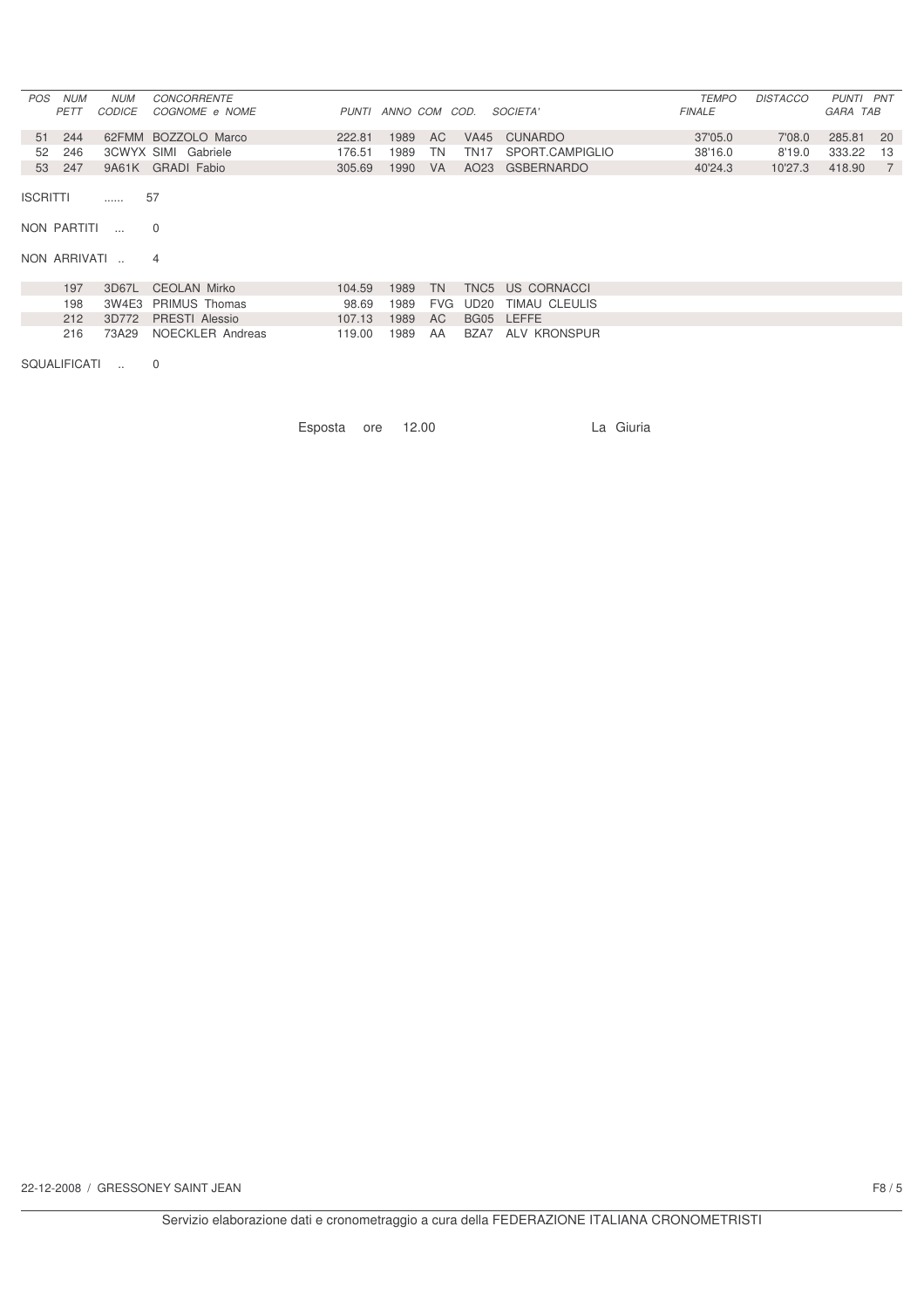| POS | NUM PETT | NUM CODICE | CONCORRENTE COGNOME e NOME | PUNTI | ANNO | COM | COD. | SOCIETA' | TEMPO FINALE | DISTACCO | PUNTI GARA | PNT TAB |
|---|---|---|---|---|---|---|---|---|---|---|---|---|
| 51 | 244 | 62FMM | BOZZOLO Marco | 222.81 | 1989 | AC | VA45 | CUNARDO | 37'05.0 | 7'08.0 | 285.81 | 20 |
| 52 | 246 | 3CWYX | SIMI Gabriele | 176.51 | 1989 | TN | TN17 | SPORT.CAMPIGLIO | 38'16.0 | 8'19.0 | 333.22 | 13 |
| 53 | 247 | 9A61K | GRADI Fabio | 305.69 | 1990 | VA | AO23 | GSBERNARDO | 40'24.3 | 10'27.3 | 418.90 | 7 |

ISCRITTI ...... 57

NON PARTITI ... 0

NON ARRIVATI .. 4

| NUM PETT | NUM CODICE | COGNOME e NOME | PUNTI | ANNO | COM | COD. | SOCIETA' |
|---|---|---|---|---|---|---|---|
| 197 | 3D67L | CEOLAN Mirko | 104.59 | 1989 | TN | TNC5 | US CORNACCI |
| 198 | 3W4E3 | PRIMUS Thomas | 98.69 | 1989 | FVG | UD20 | TIMAU CLEULIS |
| 212 | 3D772 | PRESTI Alessio | 107.13 | 1989 | AC | BG05 | LEFFE |
| 216 | 73A29 | NOECKLER Andreas | 119.00 | 1989 | AA | BZA7 | ALV KRONSPUR |

SQUALIFICATI .. 0

Esposta ore 12.00 La Giuria

22-12-2008 / GRESSONEY SAINT JEAN

Servizio elaborazione dati e cronometraggio a cura della FEDERAZIONE ITALIANA CRONOMETRISTI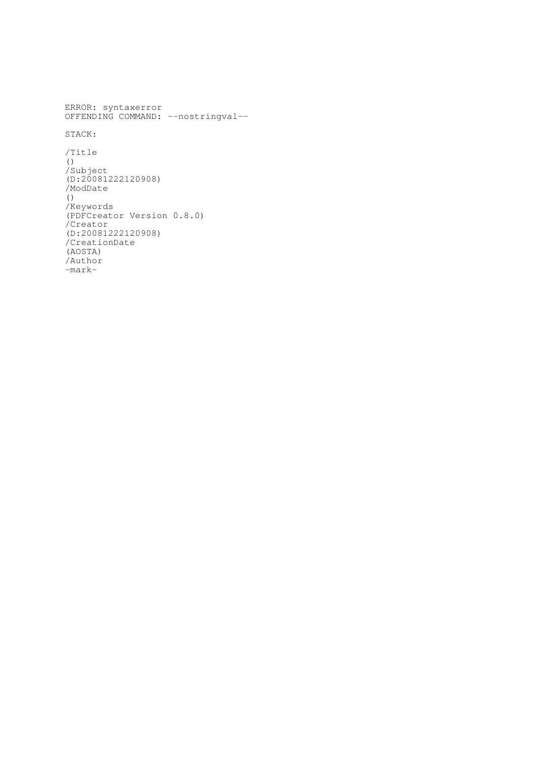ERROR: syntaxerror
OFFENDING COMMAND: --nostringval--

STACK:

/Title
()
/Subject
(D:20081222120908)
/ModDate
()
/Keywords
(PDFCreator Version 0.8.0)
/Creator
(D:20081222120908)
/CreationDate
(AOSTA)
/Author
-mark-